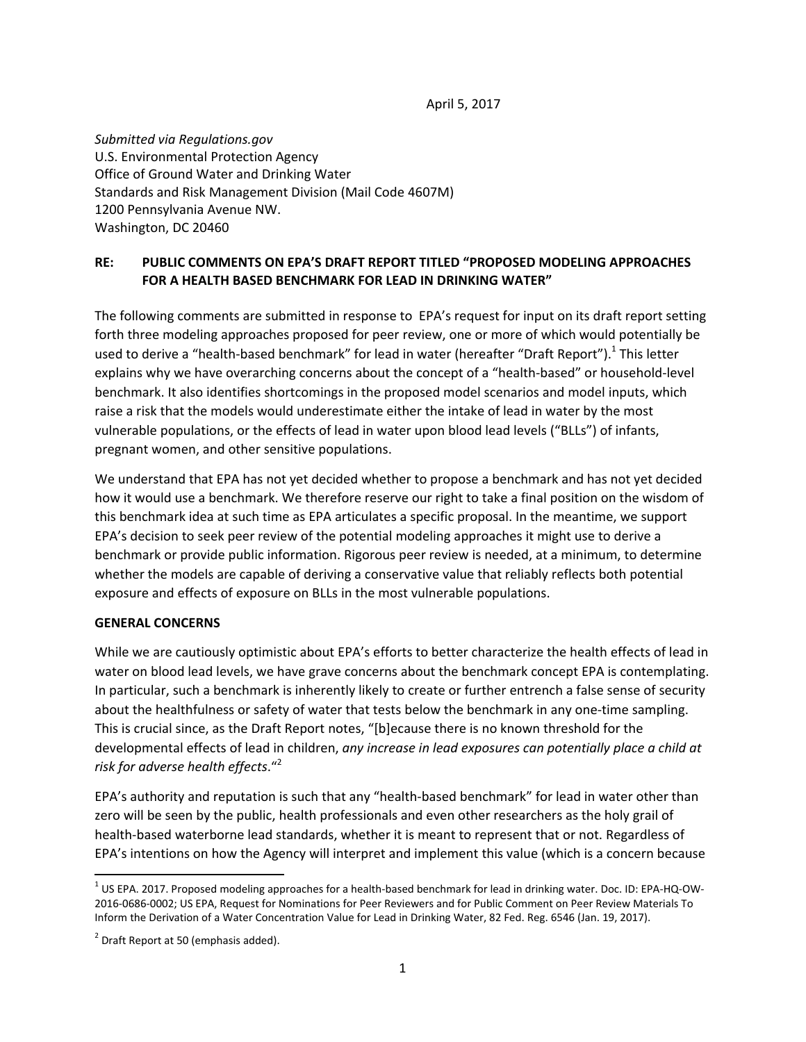April 5, 2017

*Submitted via Regulations.gov*
U.S. Environmental Protection Agency
Office of Ground Water and Drinking Water
Standards and Risk Management Division (Mail Code 4607M)
1200 Pennsylvania Avenue NW.
Washington, DC 20460

**RE: PUBLIC COMMENTS ON EPA'S DRAFT REPORT TITLED "PROPOSED MODELING APPROACHES FOR A HEALTH BASED BENCHMARK FOR LEAD IN DRINKING WATER"**

The following comments are submitted in response to EPA's request for input on its draft report setting forth three modeling approaches proposed for peer review, one or more of which would potentially be used to derive a "health-based benchmark" for lead in water (hereafter "Draft Report").[1] This letter explains why we have overarching concerns about the concept of a "health-based" or household-level benchmark. It also identifies shortcomings in the proposed model scenarios and model inputs, which raise a risk that the models would underestimate either the intake of lead in water by the most vulnerable populations, or the effects of lead in water upon blood lead levels ("BLLs") of infants, pregnant women, and other sensitive populations.

We understand that EPA has not yet decided whether to propose a benchmark and has not yet decided how it would use a benchmark. We therefore reserve our right to take a final position on the wisdom of this benchmark idea at such time as EPA articulates a specific proposal. In the meantime, we support EPA's decision to seek peer review of the potential modeling approaches it might use to derive a benchmark or provide public information. Rigorous peer review is needed, at a minimum, to determine whether the models are capable of deriving a conservative value that reliably reflects both potential exposure and effects of exposure on BLLs in the most vulnerable populations.

**GENERAL CONCERNS**

While we are cautiously optimistic about EPA's efforts to better characterize the health effects of lead in water on blood lead levels, we have grave concerns about the benchmark concept EPA is contemplating. In particular, such a benchmark is inherently likely to create or further entrench a false sense of security about the healthfulness or safety of water that tests below the benchmark in any one-time sampling. This is crucial since, as the Draft Report notes, "[b]ecause there is no known threshold for the developmental effects of lead in children, *any increase in lead exposures can potentially place a child at risk for adverse health effects*."[2]

EPA's authority and reputation is such that any "health-based benchmark" for lead in water other than zero will be seen by the public, health professionals and even other researchers as the holy grail of health-based waterborne lead standards, whether it is meant to represent that or not. Regardless of EPA's intentions on how the Agency will interpret and implement this value (which is a concern because

---

[1] US EPA. 2017. Proposed modeling approaches for a health-based benchmark for lead in drinking water. Doc. ID: EPA-HQ-OW-2016-0686-0002; US EPA, Request for Nominations for Peer Reviewers and for Public Comment on Peer Review Materials To Inform the Derivation of a Water Concentration Value for Lead in Drinking Water, 82 Fed. Reg. 6546 (Jan. 19, 2017).

[2] Draft Report at 50 (emphasis added).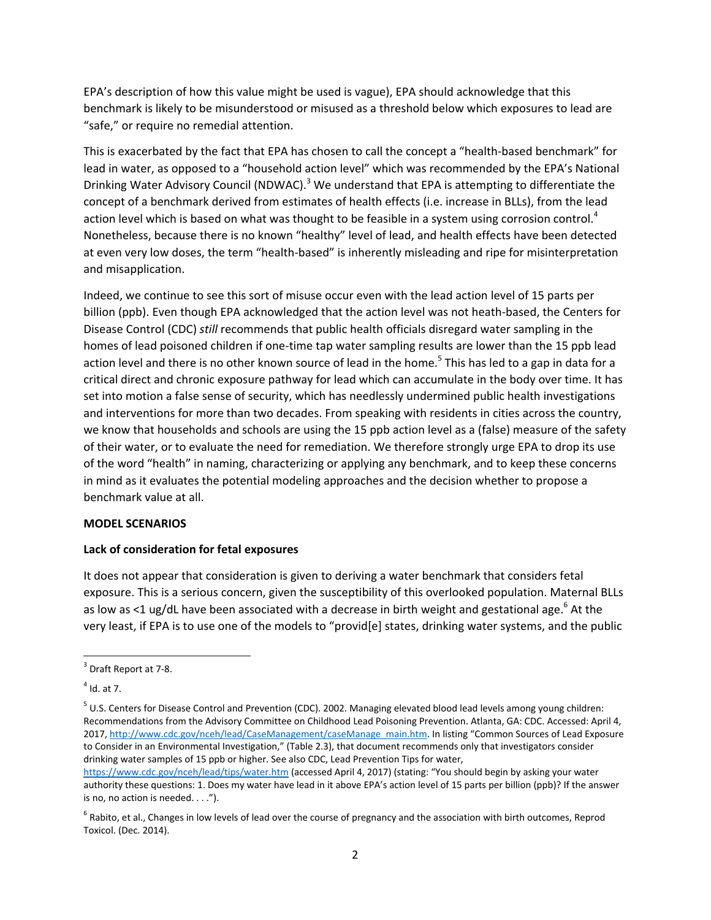EPA's description of how this value might be used is vague), EPA should acknowledge that this benchmark is likely to be misunderstood or misused as a threshold below which exposures to lead are "safe," or require no remedial attention.

This is exacerbated by the fact that EPA has chosen to call the concept a "health-based benchmark" for lead in water, as opposed to a "household action level" which was recommended by the EPA's National Drinking Water Advisory Council (NDWAC).[3] We understand that EPA is attempting to differentiate the concept of a benchmark derived from estimates of health effects (i.e. increase in BLLs), from the lead action level which is based on what was thought to be feasible in a system using corrosion control.[4] Nonetheless, because there is no known "healthy" level of lead, and health effects have been detected at even very low doses, the term "health-based" is inherently misleading and ripe for misinterpretation and misapplication.

Indeed, we continue to see this sort of misuse occur even with the lead action level of 15 parts per billion (ppb). Even though EPA acknowledged that the action level was not heath-based, the Centers for Disease Control (CDC) *still* recommends that public health officials disregard water sampling in the homes of lead poisoned children if one-time tap water sampling results are lower than the 15 ppb lead action level and there is no other known source of lead in the home.[5] This has led to a gap in data for a critical direct and chronic exposure pathway for lead which can accumulate in the body over time. It has set into motion a false sense of security, which has needlessly undermined public health investigations and interventions for more than two decades. From speaking with residents in cities across the country, we know that households and schools are using the 15 ppb action level as a (false) measure of the safety of their water, or to evaluate the need for remediation. We therefore strongly urge EPA to drop its use of the word "health" in naming, characterizing or applying any benchmark, and to keep these concerns in mind as it evaluates the potential modeling approaches and the decision whether to propose a benchmark value at all.

**MODEL SCENARIOS**

**Lack of consideration for fetal exposures**

It does not appear that consideration is given to deriving a water benchmark that considers fetal exposure. This is a serious concern, given the susceptibility of this overlooked population. Maternal BLLs as low as <1 ug/dL have been associated with a decrease in birth weight and gestational age.[6] At the very least, if EPA is to use one of the models to "provid[e] states, drinking water systems, and the public

---

[3] Draft Report at 7-8.

[4] Id. at 7.

[5] U.S. Centers for Disease Control and Prevention (CDC). 2002. Managing elevated blood lead levels among young children: Recommendations from the Advisory Committee on Childhood Lead Poisoning Prevention. Atlanta, GA: CDC. Accessed: April 4, 2017, http://www.cdc.gov/nceh/lead/CaseManagement/caseManage_main.htm. In listing "Common Sources of Lead Exposure to Consider in an Environmental Investigation," (Table 2.3), that document recommends only that investigators consider drinking water samples of 15 ppb or higher. See also CDC, Lead Prevention Tips for water, https://www.cdc.gov/nceh/lead/tips/water.htm (accessed April 4, 2017) (stating: "You should begin by asking your water authority these questions: 1. Does my water have lead in it above EPA's action level of 15 parts per billion (ppb)? If the answer is no, no action is needed. . . .").

[6] Rabito, et al., Changes in low levels of lead over the course of pregnancy and the association with birth outcomes, Reprod Toxicol. (Dec. 2014).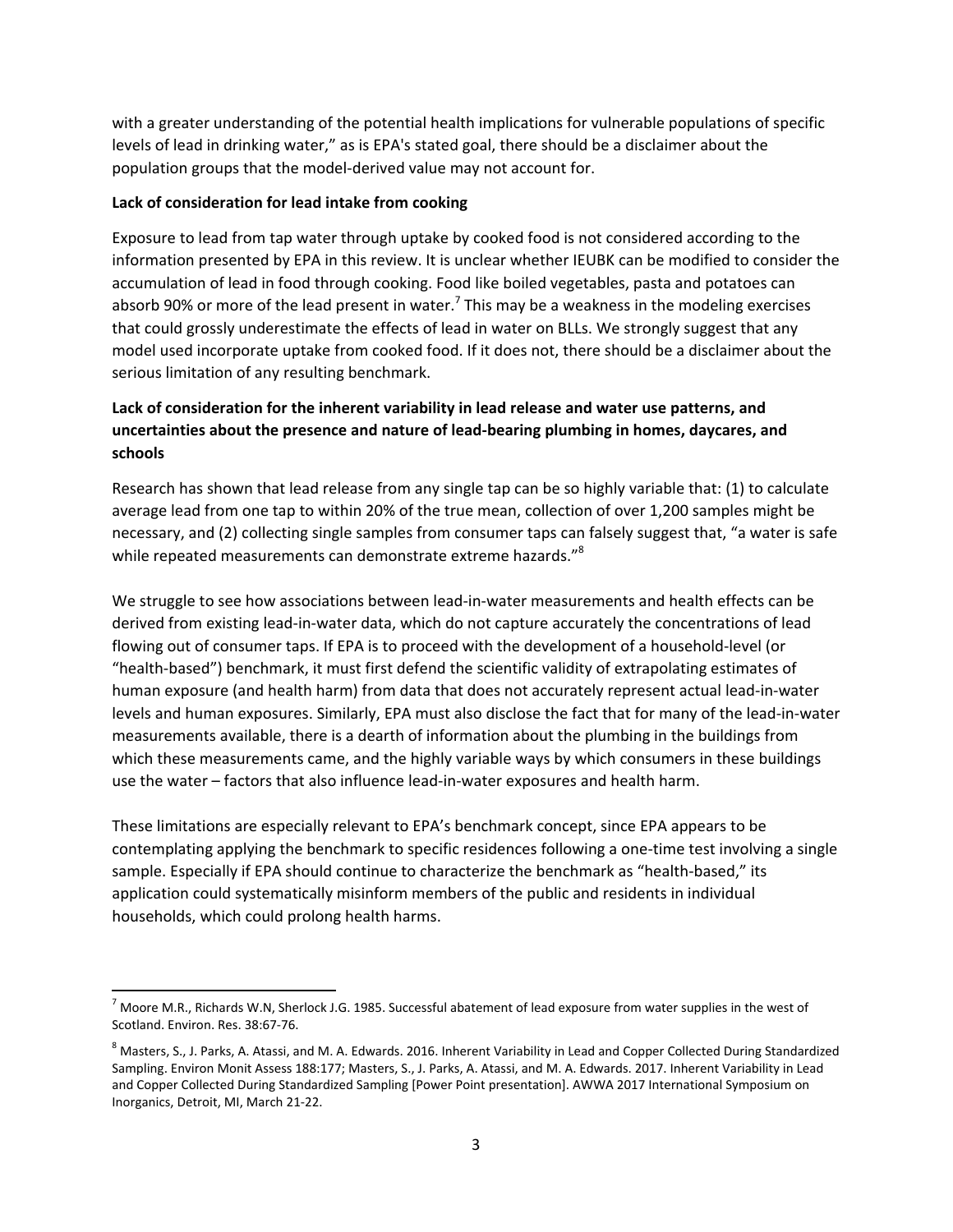with a greater understanding of the potential health implications for vulnerable populations of specific levels of lead in drinking water," as is EPA's stated goal, there should be a disclaimer about the population groups that the model-derived value may not account for.

**Lack of consideration for lead intake from cooking**

Exposure to lead from tap water through uptake by cooked food is not considered according to the information presented by EPA in this review. It is unclear whether IEUBK can be modified to consider the accumulation of lead in food through cooking. Food like boiled vegetables, pasta and potatoes can absorb 90% or more of the lead present in water.[7] This may be a weakness in the modeling exercises that could grossly underestimate the effects of lead in water on BLLs. We strongly suggest that any model used incorporate uptake from cooked food. If it does not, there should be a disclaimer about the serious limitation of any resulting benchmark.

**Lack of consideration for the inherent variability in lead release and water use patterns, and uncertainties about the presence and nature of lead-bearing plumbing in homes, daycares, and schools**

Research has shown that lead release from any single tap can be so highly variable that: (1) to calculate average lead from one tap to within 20% of the true mean, collection of over 1,200 samples might be necessary, and (2) collecting single samples from consumer taps can falsely suggest that, "a water is safe while repeated measurements can demonstrate extreme hazards."[8]

We struggle to see how associations between lead-in-water measurements and health effects can be derived from existing lead-in-water data, which do not capture accurately the concentrations of lead flowing out of consumer taps. If EPA is to proceed with the development of a household-level (or "health-based") benchmark, it must first defend the scientific validity of extrapolating estimates of human exposure (and health harm) from data that does not accurately represent actual lead-in-water levels and human exposures. Similarly, EPA must also disclose the fact that for many of the lead-in-water measurements available, there is a dearth of information about the plumbing in the buildings from which these measurements came, and the highly variable ways by which consumers in these buildings use the water – factors that also influence lead-in-water exposures and health harm.

These limitations are especially relevant to EPA's benchmark concept, since EPA appears to be contemplating applying the benchmark to specific residences following a one-time test involving a single sample. Especially if EPA should continue to characterize the benchmark as "health-based," its application could systematically misinform members of the public and residents in individual households, which could prolong health harms.

---

[7] Moore M.R., Richards W.N, Sherlock J.G. 1985. Successful abatement of lead exposure from water supplies in the west of Scotland. Environ. Res. 38:67-76.

[8] Masters, S., J. Parks, A. Atassi, and M. A. Edwards. 2016. Inherent Variability in Lead and Copper Collected During Standardized Sampling. Environ Monit Assess 188:177; Masters, S., J. Parks, A. Atassi, and M. A. Edwards. 2017. Inherent Variability in Lead and Copper Collected During Standardized Sampling [Power Point presentation]. AWWA 2017 International Symposium on Inorganics, Detroit, MI, March 21-22.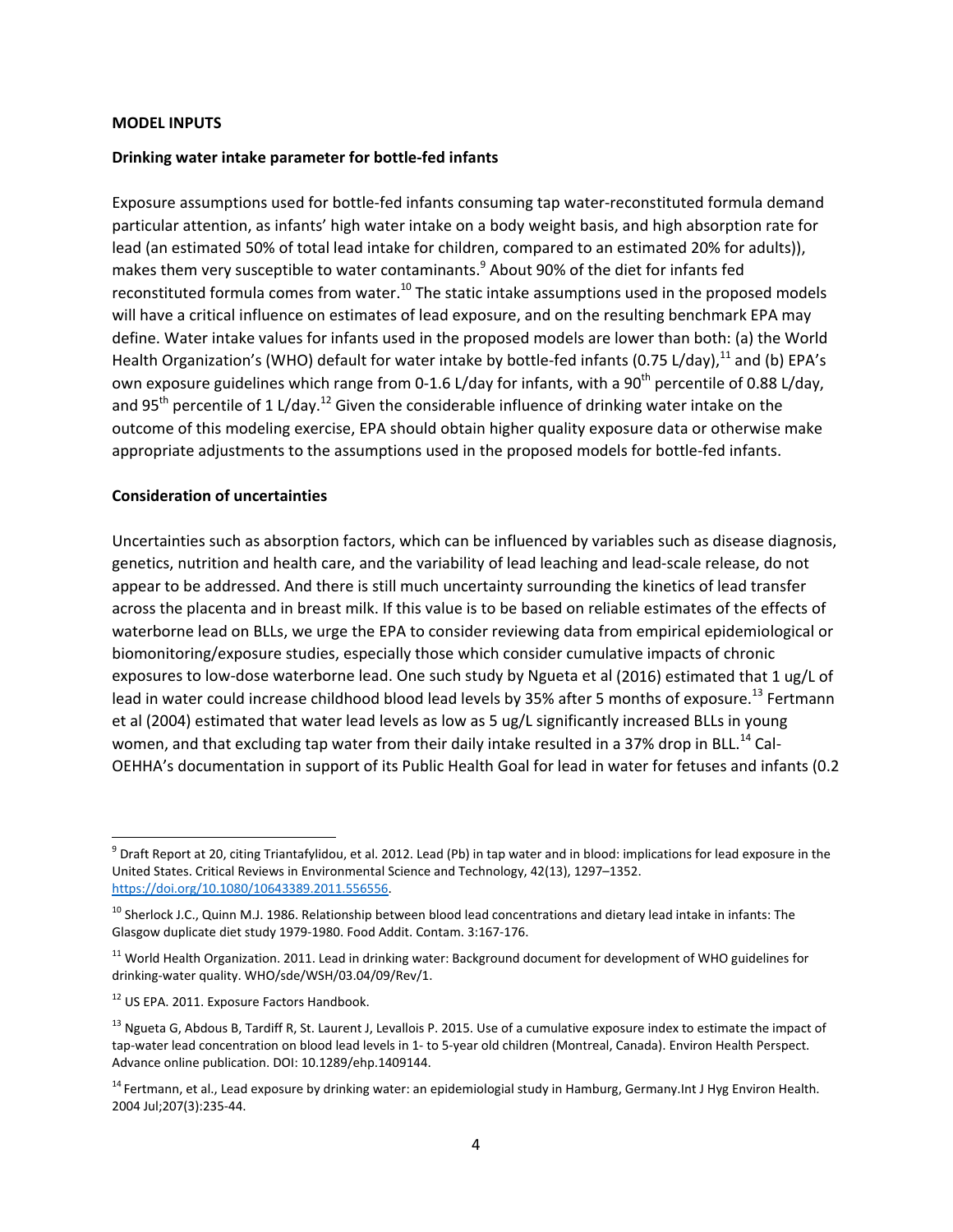**MODEL INPUTS**

**Drinking water intake parameter for bottle-fed infants**

Exposure assumptions used for bottle-fed infants consuming tap water-reconstituted formula demand particular attention, as infants' high water intake on a body weight basis, and high absorption rate for lead (an estimated 50% of total lead intake for children, compared to an estimated 20% for adults)), makes them very susceptible to water contaminants.[9] About 90% of the diet for infants fed reconstituted formula comes from water.[10] The static intake assumptions used in the proposed models will have a critical influence on estimates of lead exposure, and on the resulting benchmark EPA may define. Water intake values for infants used in the proposed models are lower than both: (a) the World Health Organization's (WHO) default for water intake by bottle-fed infants (0.75 L/day),[11] and (b) EPA's own exposure guidelines which range from 0-1.6 L/day for infants, with a 90th percentile of 0.88 L/day, and 95th percentile of 1 L/day.[12] Given the considerable influence of drinking water intake on the outcome of this modeling exercise, EPA should obtain higher quality exposure data or otherwise make appropriate adjustments to the assumptions used in the proposed models for bottle-fed infants.

**Consideration of uncertainties**

Uncertainties such as absorption factors, which can be influenced by variables such as disease diagnosis, genetics, nutrition and health care, and the variability of lead leaching and lead-scale release, do not appear to be addressed. And there is still much uncertainty surrounding the kinetics of lead transfer across the placenta and in breast milk. If this value is to be based on reliable estimates of the effects of waterborne lead on BLLs, we urge the EPA to consider reviewing data from empirical epidemiological or biomonitoring/exposure studies, especially those which consider cumulative impacts of chronic exposures to low-dose waterborne lead. One such study by Ngueta et al (2016) estimated that 1 ug/L of lead in water could increase childhood blood lead levels by 35% after 5 months of exposure.[13] Fertmann et al (2004) estimated that water lead levels as low as 5 ug/L significantly increased BLLs in young women, and that excluding tap water from their daily intake resulted in a 37% drop in BLL.[14] Cal-OEHHA's documentation in support of its Public Health Goal for lead in water for fetuses and infants (0.2

---

[9] Draft Report at 20, citing Triantafylidou, et al. 2012. Lead (Pb) in tap water and in blood: implications for lead exposure in the United States. Critical Reviews in Environmental Science and Technology, 42(13), 1297–1352. https://doi.org/10.1080/10643389.2011.556556.

[10] Sherlock J.C., Quinn M.J. 1986. Relationship between blood lead concentrations and dietary lead intake in infants: The Glasgow duplicate diet study 1979-1980. Food Addit. Contam. 3:167-176.

[11] World Health Organization. 2011. Lead in drinking water: Background document for development of WHO guidelines for drinking-water quality. WHO/sde/WSH/03.04/09/Rev/1.

[12] US EPA. 2011. Exposure Factors Handbook.

[13] Ngueta G, Abdous B, Tardiff R, St. Laurent J, Levallois P. 2015. Use of a cumulative exposure index to estimate the impact of tap-water lead concentration on blood lead levels in 1- to 5-year old children (Montreal, Canada). Environ Health Perspect. Advance online publication. DOI: 10.1289/ehp.1409144.

[14] Fertmann, et al., Lead exposure by drinking water: an epidemiologial study in Hamburg, Germany.Int J Hyg Environ Health. 2004 Jul;207(3):235-44.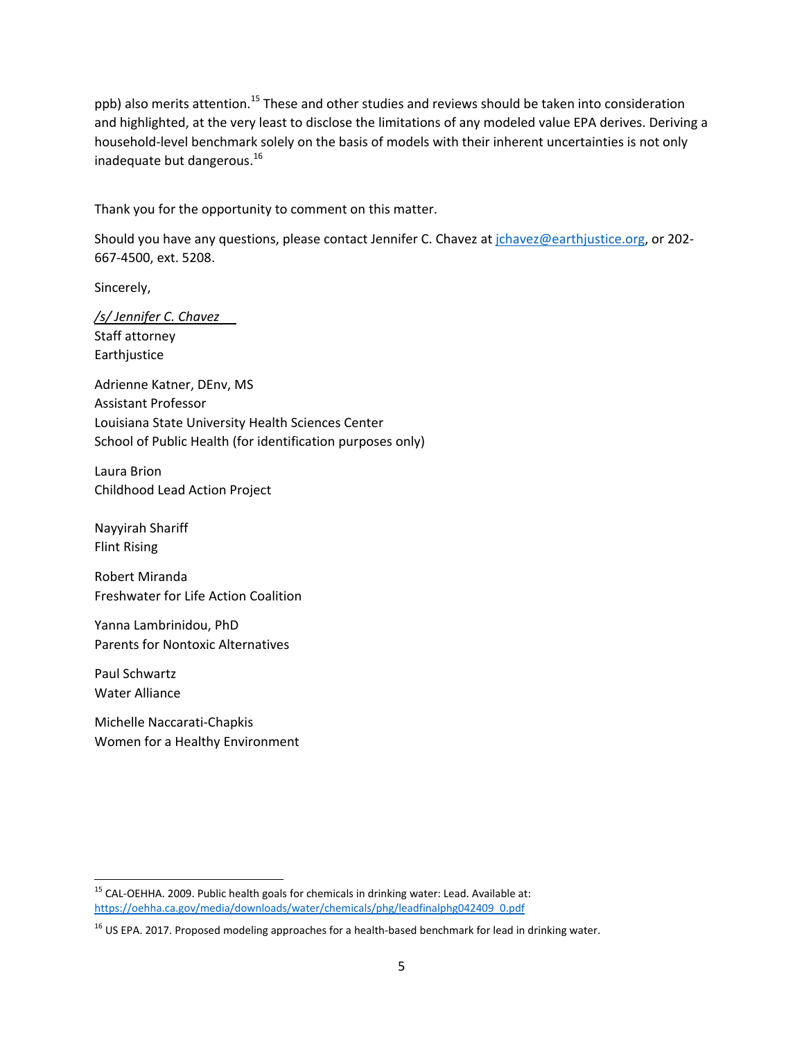ppb) also merits attention.[15] These and other studies and reviews should be taken into consideration and highlighted, at the very least to disclose the limitations of any modeled value EPA derives. Deriving a household-level benchmark solely on the basis of models with their inherent uncertainties is not only inadequate but dangerous.[16]

Thank you for the opportunity to comment on this matter.

Should you have any questions, please contact Jennifer C. Chavez at jchavez@earthjustice.org, or 202-667-4500, ext. 5208.

Sincerely,

*/s/ Jennifer C. Chavez*
Staff attorney
Earthjustice

Adrienne Katner, DEnv, MS
Assistant Professor
Louisiana State University Health Sciences Center
School of Public Health (for identification purposes only)

Laura Brion
Childhood Lead Action Project

Nayyirah Shariff
Flint Rising

Robert Miranda
Freshwater for Life Action Coalition

Yanna Lambrinidou, PhD
Parents for Nontoxic Alternatives

Paul Schwartz
Water Alliance

Michelle Naccarati-Chapkis
Women for a Healthy Environment

---

[15] CAL-OEHHA. 2009. Public health goals for chemicals in drinking water: Lead. Available at: https://oehha.ca.gov/media/downloads/water/chemicals/phg/leadfinalphg042409_0.pdf

[16] US EPA. 2017. Proposed modeling approaches for a health-based benchmark for lead in drinking water.